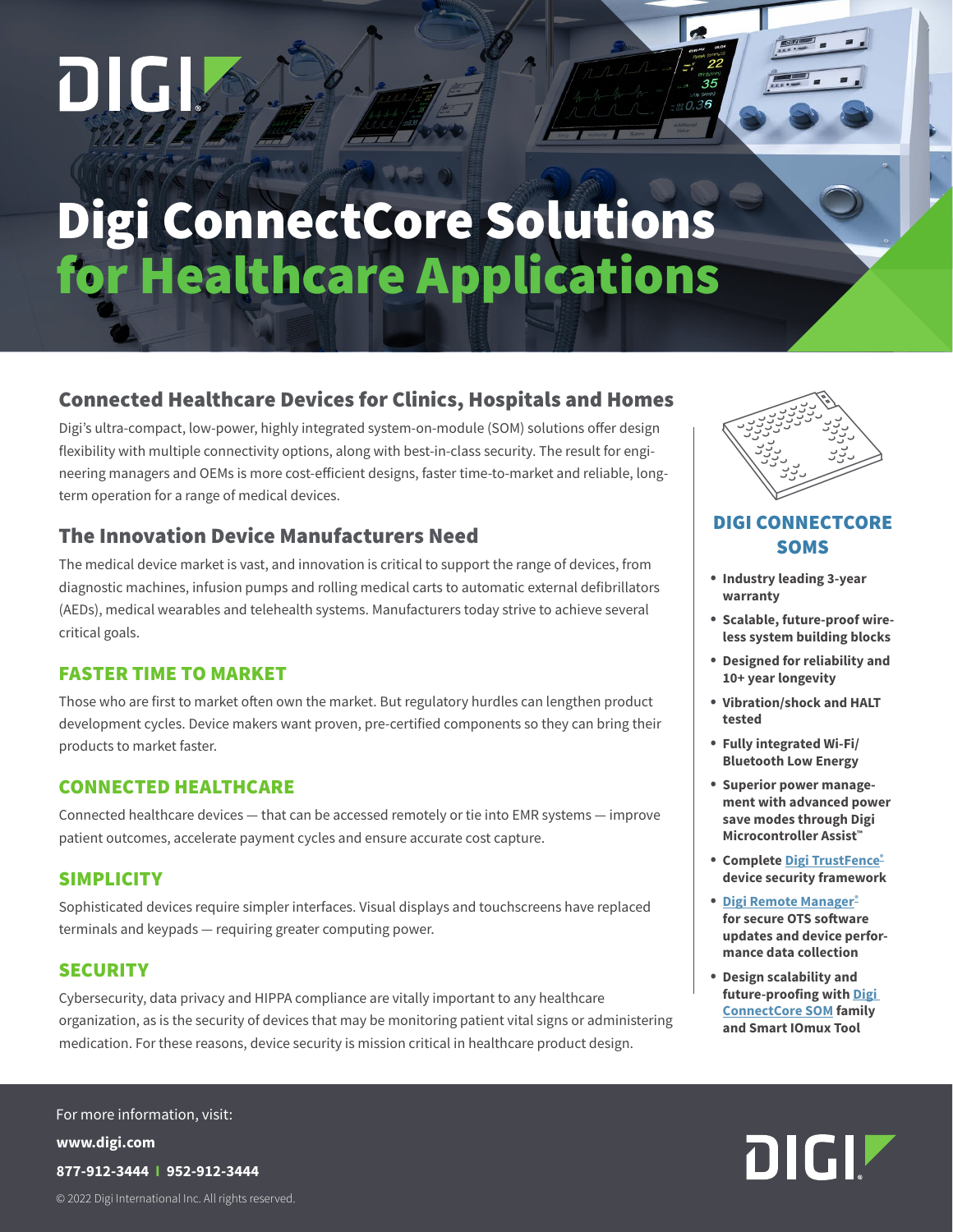# Digi ConnectCore Solutions for Healthcare Applications

## Connected Healthcare Devices for Clinics, Hospitals and Homes

Digi's ultra-compact, low-power, highly integrated system-on-module (SOM) solutions offer design flexibility with multiple connectivity options, along with best-in-class security. The result for engineering managers and OEMs is more cost-efficient designs, faster time-to-market and reliable, long-term operation for a range of medical devices.

## The Innovation Device Manufacturers Need

The medical device market is vast, and innovation is critical to support the range of devices, from diagnostic machines, infusion pumps and rolling medical carts to automatic external defibrillators (AEDs), medical wearables and telehealth systems. Manufacturers today strive to achieve several critical goals.

### FASTER TIME TO MARKET

Those who are first to market often own the market. But regulatory hurdles can lengthen product development cycles. Device makers want proven, pre-certified components so they can bring their products to market faster.

### CONNECTED HEALTHCARE

Connected healthcare devices — that can be accessed remotely or tie into EMR systems — improve patient outcomes, accelerate payment cycles and ensure accurate cost capture.

### SIMPLICITY

Sophisticated devices require simpler interfaces. Visual displays and touchscreens have replaced terminals and keypads — requiring greater computing power.

### SECURITY

Cybersecurity, data privacy and HIPPA compliance are vitally important to any healthcare organization, as is the security of devices that may be monitoring patient vital signs or administering medication. For these reasons, device security is mission critical in healthcare product design.

## DIGI CONNECTCORE SOMS

- **Industry leading 3-year warranty**
- **Scalable, future-proof wireless system building blocks**
- **Designed for reliability and 10+ year longevity**
- **Vibration/shock and HALT tested**
- **Fully integrated Wi-Fi/ Bluetooth Low Energy**
- **Superior power management with advanced power save modes through Digi Microcontroller Assist™**
- **Complete Digi TrustFence® device security framework**
- **Digi Remote Manager® for secure OTS software updates and device performance data collection**
- **Design scalability and future-proofing with Digi ConnectCore SOM family and Smart IOmux Tool**

For more information, visit:

**www.digi.com**

**877-912-3444 | 952-912-3444**

© 2022 Digi International Inc. All rights reserved.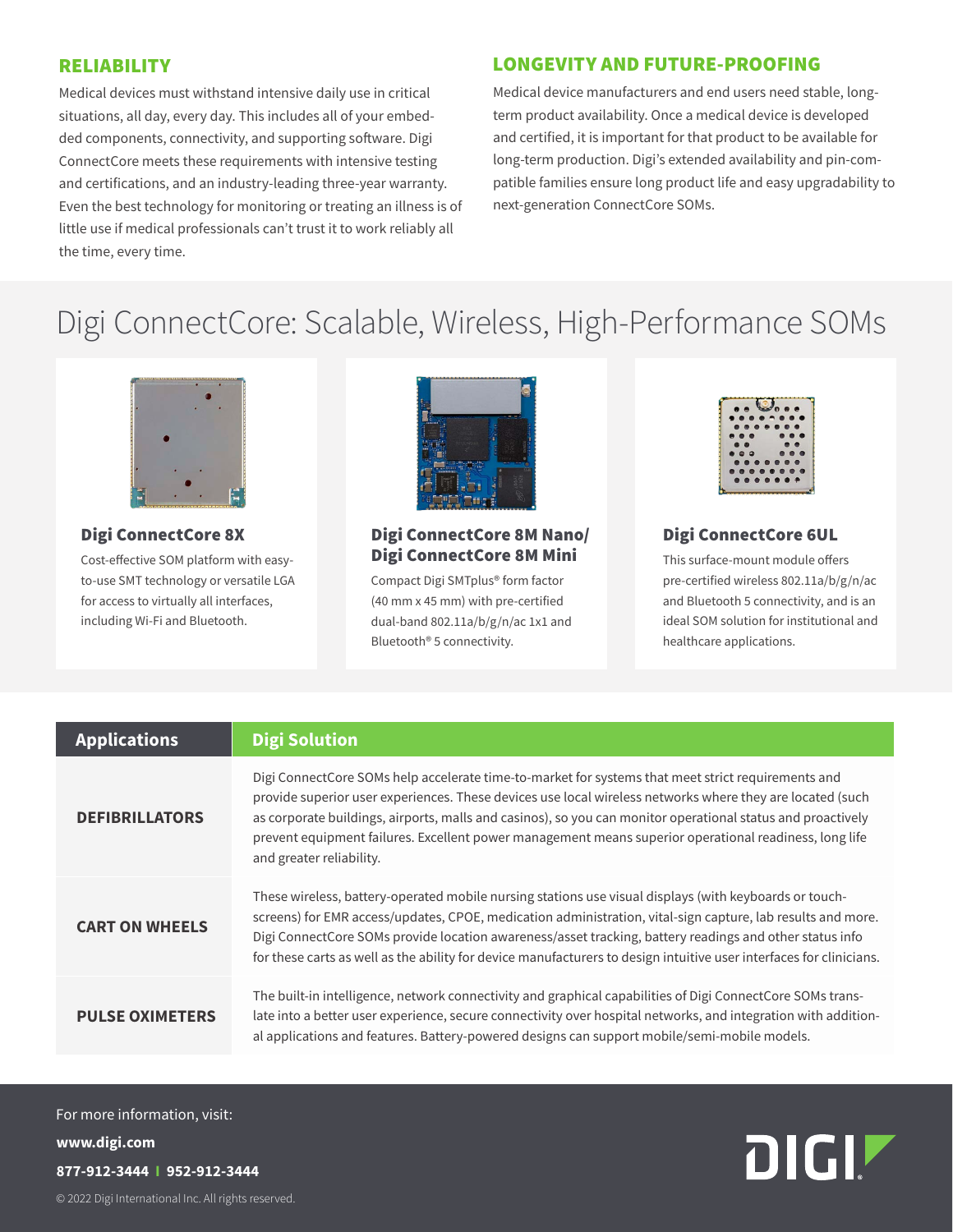## RELIABILITY

Medical devices must withstand intensive daily use in critical situations, all day, every day. This includes all of your embedded components, connectivity, and supporting software. Digi ConnectCore meets these requirements with intensive testing and certifications, and an industry-leading three-year warranty. Even the best technology for monitoring or treating an illness is of little use if medical professionals can't trust it to work reliably all the time, every time.

## LONGEVITY AND FUTURE-PROOFING

Medical device manufacturers and end users need stable, long-term product availability. Once a medical device is developed and certified, it is important for that product to be available for long-term production. Digi's extended availability and pin-compatible families ensure long product life and easy upgradability to next-generation ConnectCore SOMs.

# Digi ConnectCore: Scalable, Wireless, High-Performance SOMs

### Digi ConnectCore 8X

Cost-effective SOM platform with easy-to-use SMT technology or versatile LGA for access to virtually all interfaces, including Wi-Fi and Bluetooth.

### Digi ConnectCore 8M Nano/ Digi ConnectCore 8M Mini

Compact Digi SMTplus® form factor (40 mm x 45 mm) with pre-certified dual-band 802.11a/b/g/n/ac 1x1 and Bluetooth® 5 connectivity.

### Digi ConnectCore 6UL

This surface-mount module offers pre-certified wireless 802.11a/b/g/n/ac and Bluetooth 5 connectivity, and is an ideal SOM solution for institutional and healthcare applications.

| Applications | Digi Solution |
|---|---|
| **DEFIBRILLATORS** | Digi ConnectCore SOMs help accelerate time-to-market for systems that meet strict requirements and provide superior user experiences. These devices use local wireless networks where they are located (such as corporate buildings, airports, malls and casinos), so you can monitor operational status and proactively prevent equipment failures. Excellent power management means superior operational readiness, long life and greater reliability. |
| **CART ON WHEELS** | These wireless, battery-operated mobile nursing stations use visual displays (with keyboards or touch-screens) for EMR access/updates, CPOE, medication administration, vital-sign capture, lab results and more. Digi ConnectCore SOMs provide location awareness/asset tracking, battery readings and other status info for these carts as well as the ability for device manufacturers to design intuitive user interfaces for clinicians. |
| **PULSE OXIMETERS** | The built-in intelligence, network connectivity and graphical capabilities of Digi ConnectCore SOMs translate into a better user experience, secure connectivity over hospital networks, and integration with additional applications and features. Battery-powered designs can support mobile/semi-mobile models. |

For more information, visit:

**www.digi.com**

**877-912-3444 | 952-912-3444**

© 2022 Digi International Inc. All rights reserved.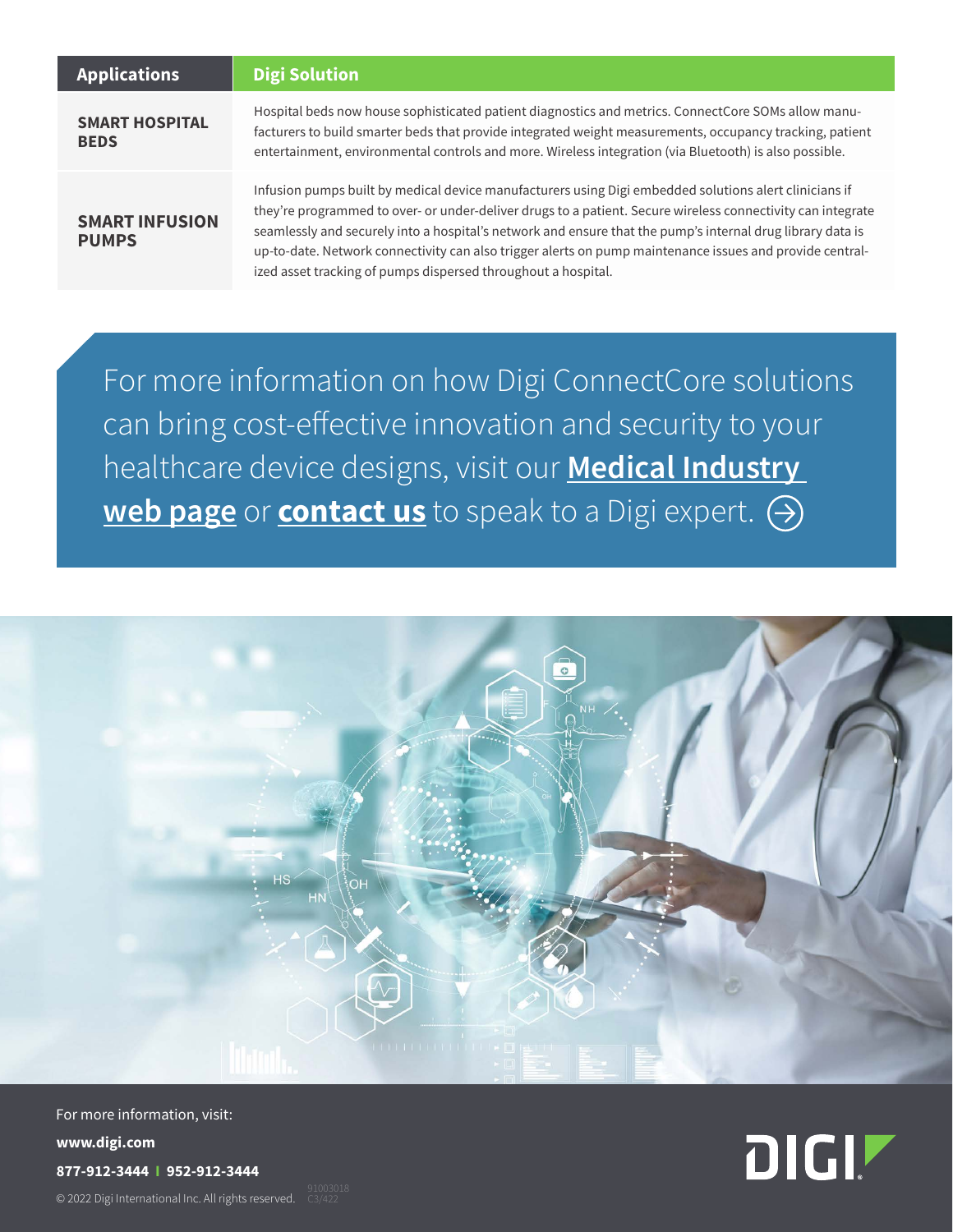| Applications | Digi Solution |
|---|---|
| **SMART HOSPITAL BEDS** | Hospital beds now house sophisticated patient diagnostics and metrics. ConnectCore SOMs allow manufacturers to build smarter beds that provide integrated weight measurements, occupancy tracking, patient entertainment, environmental controls and more. Wireless integration (via Bluetooth) is also possible. |
| **SMART INFUSION PUMPS** | Infusion pumps built by medical device manufacturers using Digi embedded solutions alert clinicians if they're programmed to over- or under-deliver drugs to a patient. Secure wireless connectivity can integrate seamlessly and securely into a hospital's network and ensure that the pump's internal drug library data is up-to-date. Network connectivity can also trigger alerts on pump maintenance issues and provide centralized asset tracking of pumps dispersed throughout a hospital. |

For more information on how Digi ConnectCore solutions can bring cost-effective innovation and security to your healthcare device designs, visit our **Medical Industry web page** or **contact us** to speak to a Digi expert.

For more information, visit:

**www.digi.com**

**877-912-3444 | 952-912-3444**

© 2022 Digi International Inc. All rights reserved. 91003018 C3/422